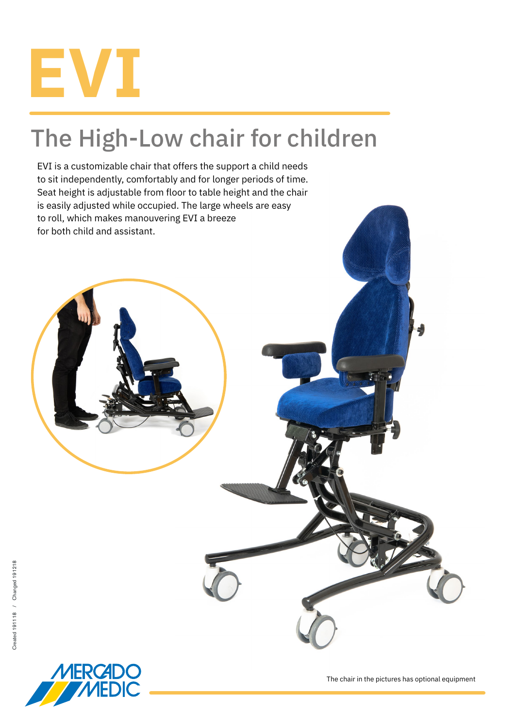# EVI

## The High-Low chair for children

EVI is a customizable chair that offers the support a child needs to sit independently, comfortably and for longer periods of time. Seat height is adjustable from floor to table height and the chair is easily adjusted while occupied. The large wheels are easy to roll, which makes manouvering EVI a breeze for both child and assistant.

Created 191118 / Changed 191218

The chair in the pictures has optional equipment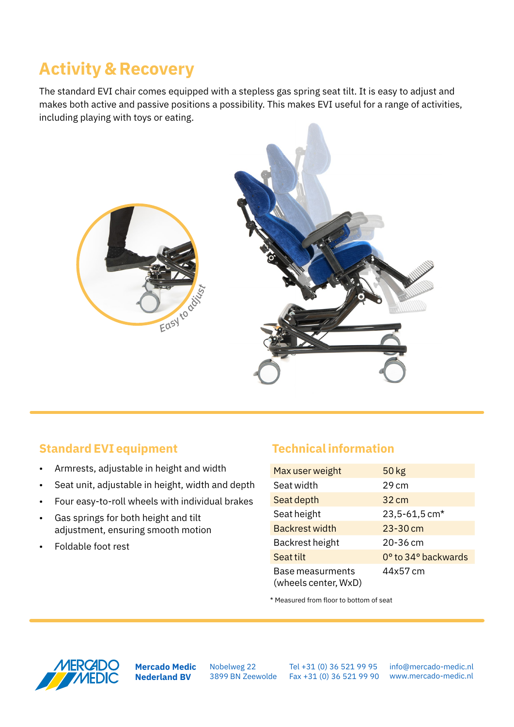## Activity & Recovery

The standard EVI chair comes equipped with a stepless gas spring seat tilt. It is easy to adjust and makes both active and passive positions a possibility. This makes EVI useful for a range of activities, including playing with toys or eating.

*Easy to adjust*

### Standard EVI equipment

- Armrests, adjustable in height and width
- Seat unit, adjustable in height, width and depth
- Four easy-to-roll wheels with individual brakes
- Gas springs for both height and tilt adjustment, ensuring smooth motion
- Foldable foot rest

### Technical information

| | |
|---|---|
| Max user weight | 50 kg |
| Seat width | 29 cm |
| Seat depth | 32 cm |
| Seat height | 23,5-61,5 cm* |
| Backrest width | 23-30 cm |
| Backrest height | 20-36 cm |
| Seat tilt | 0° to 34° backwards |
| Base measurments (wheels center, WxD) | 44x57 cm |

\* Measured from floor to bottom of seat

**Mercado Medic Nederland BV**
Nobelweg 22
3899 BN Zeewolde
Tel +31 (0) 36 521 99 95
Fax +31 (0) 36 521 99 90
info@mercado-medic.nl
www.mercado-medic.nl